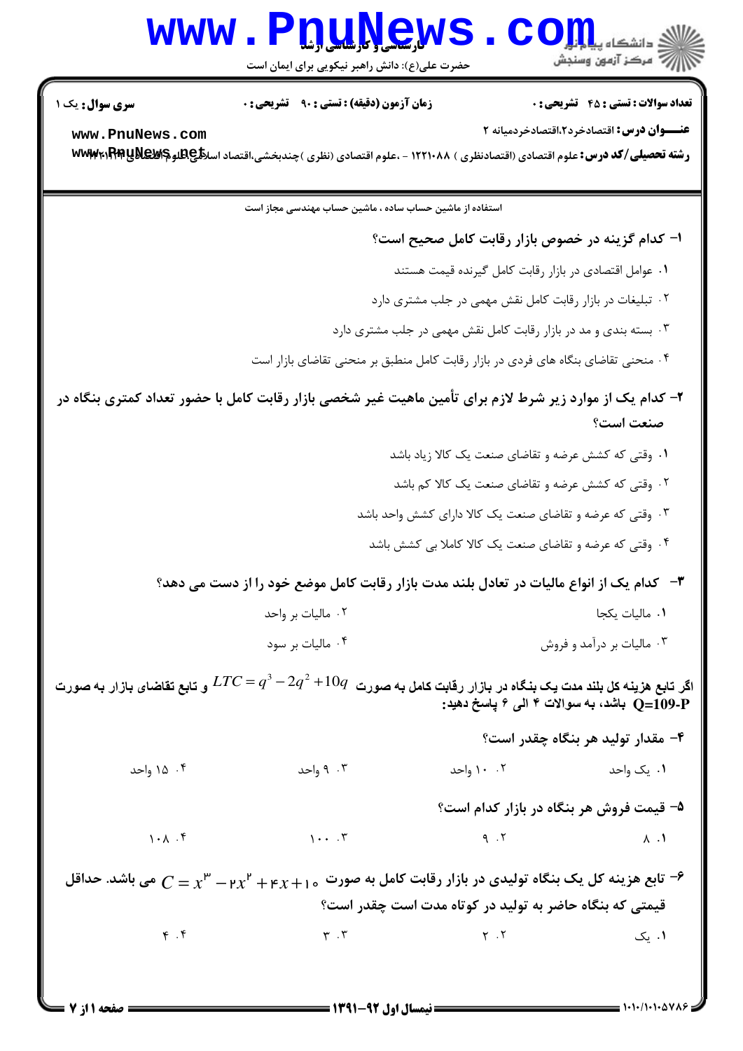**سری سوال:** یک ۱

**زمان آزمون (دقیقه) : تستی : ۹۰ تشریحی : ۰**

**تعداد سوالات : تستی : ۴۵ تشریحی : ۰**

**عنـــوان درس:** اقتصادخرد۲،اقتصادخردمیانه ۲

**رشته تحصیلی/کد درس:** علوم اقتصادی (اقتصادنظری ) ۱۲۲۱۰۸۸ - ،علوم اقتصادی (نظری )چندبخشی،اقتصاد اسلامی،علوم اقتصادی ۱۲۲۱۲۱۲

استفاده از ماشین حساب ساده ، ماشین حساب مهندسی مجاز است

**۱- کدام گزینه در خصوص بازار رقابت کامل صحیح است؟**

۱. عوامل اقتصادی در بازار رقابت کامل گیرنده قیمت هستند

۲. تبلیغات در بازار رقابت کامل نقش مهمی در جلب مشتری دارد

۳. بسته بندی و مد در بازار رقابت کامل نقش مهمی در جلب مشتری دارد

۴. منحنی تقاضای بنگاه های فردی در بازار رقابت کامل منطبق بر منحنی تقاضای بازار است

**۲- کدام یک از موارد زیر شرط لازم برای تأمین ماهیت غیر شخصی بازار رقابت کامل با حضور تعداد کمتری بنگاه در صنعت است؟**

۱. وقتی که کشش عرضه و تقاضای صنعت یک کالا زیاد باشد

۲. وقتی که کشش عرضه و تقاضای صنعت یک کالا کم باشد

۳. وقتی که عرضه و تقاضای صنعت یک کالا دارای کشش واحد باشد

۴. وقتی که عرضه و تقاضای صنعت یک کالا کاملا بی کشش باشد

**۳- کدام یک از انواع مالیات در تعادل بلند مدت بازار رقابت کامل موضع خود را از دست می دهد؟**

۱. مالیات یکجا

۲. مالیات بر واحد

۳. مالیات بر درآمد و فروش

۴. مالیات بر سود

**اگر تابع هزینه کل بلند مدت یک بنگاه در بازار رقابت کامل به صورت $LTC = q^3 - 2q^2 + 10q$ و تابع تقاضای بازار به صورت Q=109-P باشد، به سوالات ۴ الی ۶ پاسخ دهید:**

**۴- مقدار تولید هر بنگاه چقدر است؟**

۱. یک واحد

۲. ۱۰ واحد

۳. ۹ واحد

۴. ۱۵ واحد

**۵- قیمت فروش هر بنگاه در بازار کدام است؟**

۱. ۸

۲. ۹

۳. ۱۰۰

۴. ۱۰۸

**۶- تابع هزینه کل یک بنگاه تولیدی در بازار رقابت کامل به صورت $C = x^3 - 2x^2 + 4x + 10$ می باشد. حداقل قیمتی که بنگاه حاضر به تولید در کوتاه مدت است چقدر است؟**

۱. یک

۲. ۲

۳. ۳

۴. ۴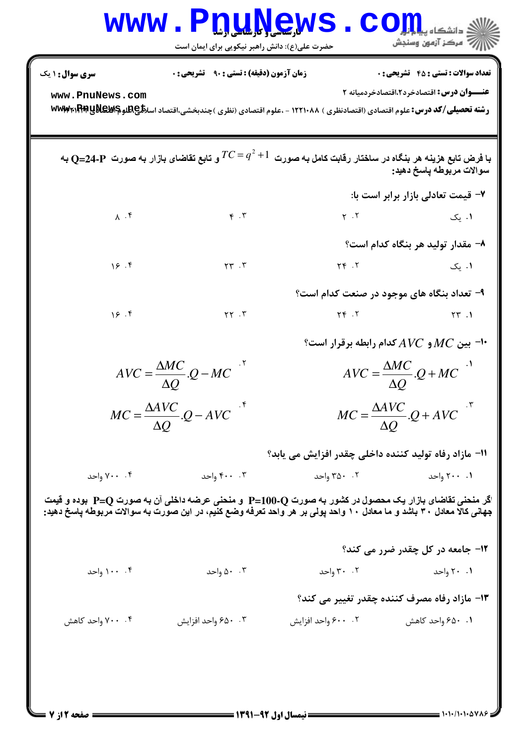سری سوال: ۱ یک

زمان آزمون (دقیقه) : تستی : ۹۰ تشریحی : ۰

تعداد سوالات : تستی : ۴۵ تشریحی : ۰

**عنـــوان درس:** اقتصادخرد۲،اقتصادخردمیانه ۲

**رشته تحصیلی/کد درس:** علوم اقتصادی (اقتصادنظری ) ۱۲۲۱۰۸۸ - ،علوم اقتصادی (نظری )چندبخشی،اقتصاد اسلامی،علوم اقتصادی ۱۲۲۱۱۲۹

---

با فرض تابع هزینه هر بنگاه در ساختار رقابت کامل به صورت $TC = q^2 + 1$ و تابع تقاضای بازار به صورت $Q=24-P$ به سوالات مربوطه پاسخ دهید:

۷- قیمت تعادلی بازار برابر است با:

۱. یک

۲. ۲

۳. ۴

۴. ۸

۸- مقدار تولید هر بنگاه کدام است؟

۱. یک

۲. ۲۴

۳. ۲۳

۴. ۱۶

۹- تعداد بنگاه های موجود در صنعت کدام است؟

۱. ۲۳

۲. ۲۴

۳. ۲۲

۴. ۱۶

۱۰- بین $MC$ و $AVC$ کدام رابطه برقرار است؟

۱. $AVC = \frac{\Delta MC}{\Delta Q}.Q + MC$

۲. $AVC = \frac{\Delta MC}{\Delta Q}.Q - MC$

۳. $MC = \frac{\Delta AVC}{\Delta Q}.Q + AVC$

۴. $MC = \frac{\Delta AVC}{\Delta Q}.Q - AVC$

۱۱- مازاد رفاه تولید کننده داخلی چقدر افزایش می یابد؟

۱. ۲۰۰ واحد

۲. ۳۵۰ واحد

۳. ۴۰۰ واحد

۴. ۷۰۰ واحد

اگر منحنی تقاضای بازار یک محصول در کشور به صورت $P=100-Q$ و منحنی عرضه داخلی آن به صورت $P=Q$ بوده و قیمت جهانی کالا معادل ۳۰ باشد و ما معادل ۱۰ واحد پولی بر هر واحد تعرفه وضع کنیم، در این صورت به سوالات مربوطه پاسخ دهید:

۱۲- جامعه در کل چقدر ضرر می کند؟

۱. ۲۰ واحد

۲. ۳۰ واحد

۳. ۵۰ واحد

۴. ۱۰۰ واحد

۱۳- مازاد رفاه مصرف کننده چقدر تغییر می کند؟

۱. ۶۵۰ واحد کاهش

۲. ۶۰۰ واحد افزایش

۳. ۶۵۰ واحد افزایش

۴. ۷۰۰ واحد کاهش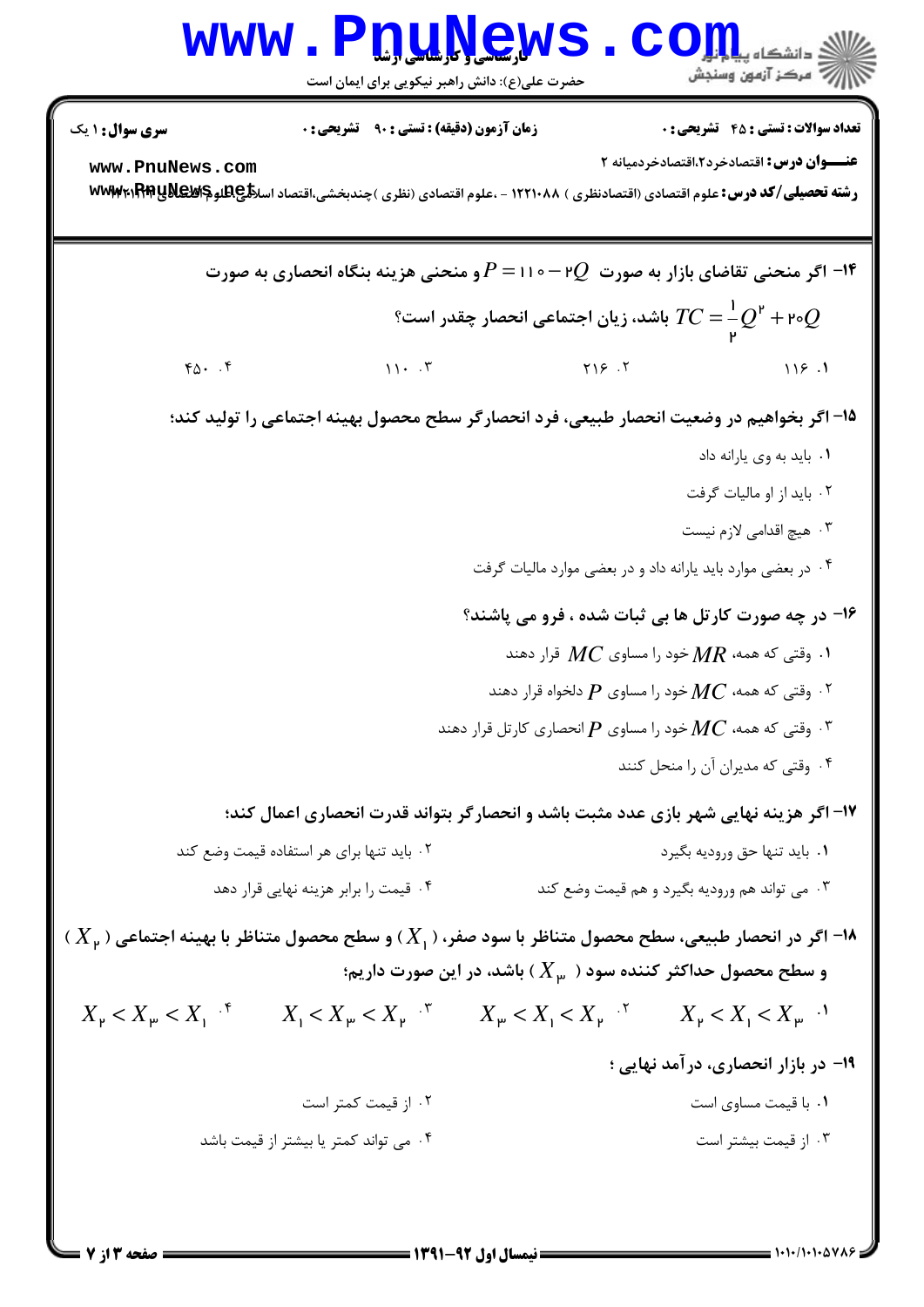**سری سوال:** ۱ یک

**زمان آزمون (دقیقه) : تستی :** ۹۰ **تشریحی :** ۰

**تعداد سوالات : تستی :** ۴۵ **تشریحی :** ۰

**عنـــوان درس:** اقتصادخرد۲،اقتصادخردمیانه ۲

**رشته تحصیلی/کد درس:** علوم اقتصادی (اقتصادنظری ) ۱۲۲۱۰۸۸ - ،علوم اقتصادی (نظری )چندبخشی،اقتصاد اسلامی،علوم اقتصادی ۱۲۲۱۲۰۳

۱۴- اگر منحنی تقاضای بازار به صورت $P = 110 - 2Q$ و منحنی هزینه بنگاه انحصاری به صورت $TC = \frac{1}{2}Q^2 + 20Q$ باشد، زیان اجتماعی انحصار چقدر است؟

۱. ۱۱۶
۲. ۲۱۶
۳. ۱۱۰
۴. ۴۵۰

۱۵- اگر بخواهیم در وضعیت انحصار طبیعی، فرد انحصارگر سطح محصول بهینه اجتماعی را تولید کند؛

۱. باید به وی یارانه داد
۲. باید از او مالیات گرفت
۳. هیچ اقدامی لازم نیست
۴. در بعضی موارد باید یارانه داد و در بعضی موارد مالیات گرفت

۱۶- در چه صورت کارتل ها بی ثبات شده ، فرو می پاشند؟

۱. وقتی که همه، $MR$ خود را مساوی $MC$ قرار دهند
۲. وقتی که همه، $MC$ خود را مساوی $P$ دلخواه قرار دهند
۳. وقتی که همه، $MC$ خود را مساوی $P$ انحصاری کارتل قرار دهند
۴. وقتی که مدیران آن را منحل کنند

۱۷- اگر هزینه نهایی شهر بازی عدد مثبت باشد و انحصارگر بتواند قدرت انحصاری اعمال کند؛

۱. باید تنها حق ورودیه بگیرد
۲. باید تنها برای هر استفاده قیمت وضع کند
۳. می تواند هم ورودیه بگیرد و هم قیمت وضع کند
۴. قیمت را برابر هزینه نهایی قرار دهد

۱۸- اگر در انحصار طبیعی، سطح محصول متناظر با سود صفر، ( $X_1$ ) و سطح محصول متناظر با بهینه اجتماعی ( $X_2$ ) و سطح محصول حداکثر کننده سود ( $X_3$ ) باشد، در این صورت داریم؛

۱. $X_2 < X_1 < X_3$
۲. $X_3 < X_1 < X_2$
۳. $X_1 < X_3 < X_2$
۴. $X_2 < X_3 < X_1$

۱۹- در بازار انحصاری، درآمد نهایی ؛

۱. با قیمت مساوی است
۲. از قیمت کمتر است
۳. از قیمت بیشتر است
۴. می تواند کمتر یا بیشتر از قیمت باشد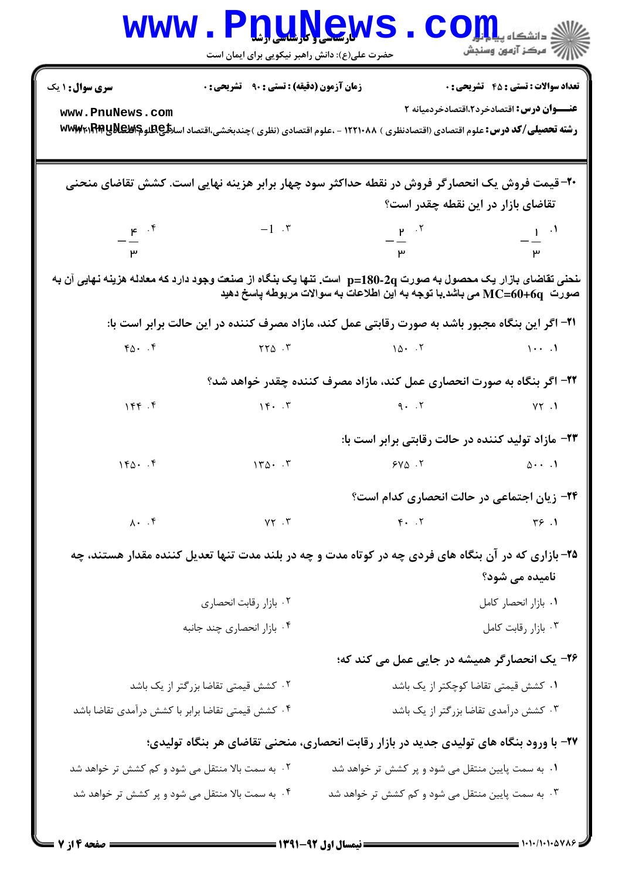**سری سوال:** ۱ یک

**زمان آزمون (دقیقه) : تستی :** ۹۰ **تشریحی :** ۰

**تعداد سوالات : تستی :** ۴۵ **تشریحی :** ۰

**عنـــوان درس:** اقتصادخرد۲،اقتصادخردمیانه ۲

**رشته تحصیلی/کد درس:** علوم اقتصادی (اقتصادنظری ) ۱۲۲۱۰۸۸ - ،علوم اقتصادی (نظری )چندبخشی،اقتصاد اسلامی،علوم اقتصادی ۱۲۲۱۴۱۲

۲۰- قیمت فروش یک انحصارگر فروش در نقطه حداکثر سود چهار برابر هزینه نهایی است. کشش تقاضای منحنی تقاضای بازار در این نقطه چقدر است؟

۱. $-\frac{1}{3}$

۲. $-\frac{2}{3}$

۳. $-1$

۴. $-\frac{4}{3}$

منحنی تقاضای بازار یک محصول به صورت $p=180-2q$ است. تنها یک بنگاه از صنعت وجود دارد که معادله هزینه نهایی آن به صورت $MC=60+6q$ می باشد.با توجه به این اطلاعات به سوالات مربوطه پاسخ دهید

۲۱- اگر این بنگاه مجبور باشد به صورت رقابتی عمل کند، مازاد مصرف کننده در این حالت برابر است با:

۱. ۱۰۰

۲. ۱۵۰

۳. ۲۲۵

۴. ۴۵۰

۲۲- اگر بنگاه به صورت انحصاری عمل کند، مازاد مصرف کننده چقدر خواهد شد؟

۱. ۷۲

۲. ۹۰

۳. ۱۴۰

۴. ۱۴۴

۲۳- مازاد تولید کننده در حالت رقابتی برابر است با:

۱. ۵۰۰

۲. ۶۷۵

۳. ۱۳۵۰

۴. ۱۴۵۰

۲۴- زیان اجتماعی در حالت انحصاری کدام است؟

۱. ۳۶

۲. ۴۰

۳. ۷۲

۴. ۸۰

۲۵- بازاری که در آن بنگاه های فردی چه در کوتاه مدت و چه در بلند مدت تنها تعدیل کننده مقدار هستند، چه نامیده می شود؟

۱. بازار انحصار کامل

۲. بازار رقابت انحصاری

۳. بازار رقابت کامل

۴. بازار انحصاری چند جانبه

۲۶- یک انحصارگر همیشه در جایی عمل می کند که؛

۱. کشش قیمتی تقاضا کوچکتر از یک باشد

۲. کشش قیمتی تقاضا بزرگتر از یک باشد

۳. کشش درآمدی تقاضا بزرگتر از یک باشد

۴. کشش قیمتی تقاضا برابر با کشش درآمدی تقاضا باشد

۲۷- با ورود بنگاه های تولیدی جدید در بازار رقابت انحصاری، منحنی تقاضای هر بنگاه تولیدی؛

۱. به سمت پایین منتقل می شود و پر کشش تر خواهد شد

۲. به سمت بالا منتقل می شود و کم کشش تر خواهد شد

۳. به سمت پایین منتقل می شود و کم کشش تر خواهد شد

۴. به سمت بالا منتقل می شود و پر کشش تر خواهد شد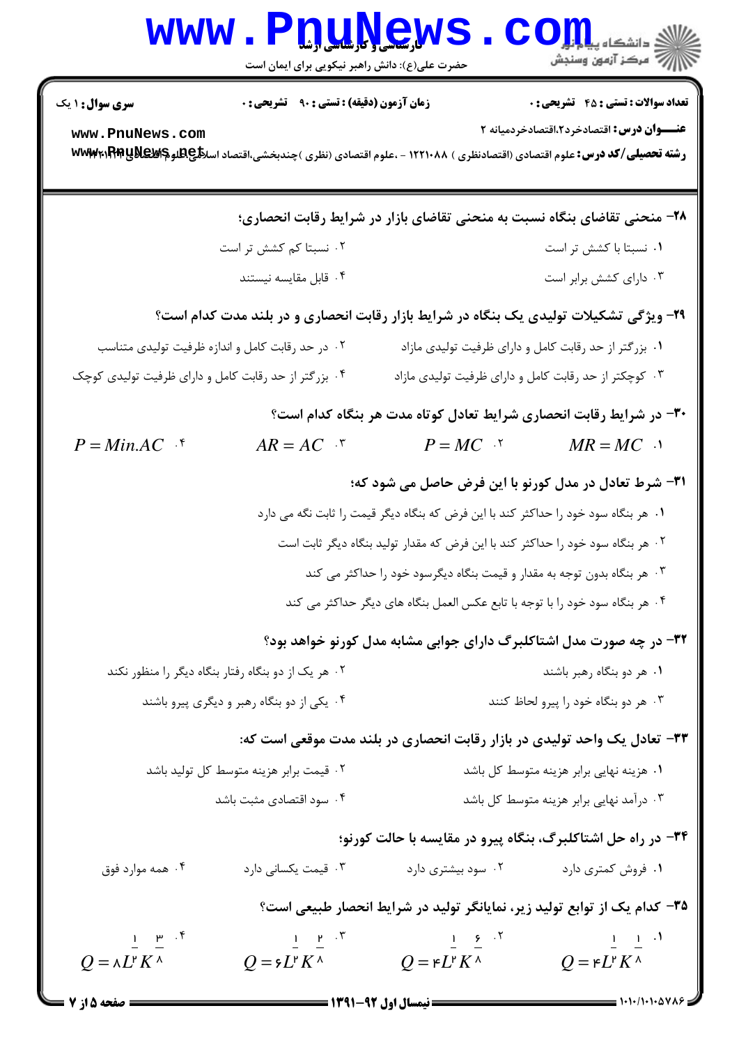۲۸- منحنی تقاضای بنگاه نسبت به منحنی تقاضای بازار در شرایط رقابت انحصاری؛

۱. نسبتا با کشش تر است
۲. نسبتا کم کشش تر است
۳. دارای کشش برابر است
۴. قابل مقایسه نیستند

۲۹- ویژگی تشکیلات تولیدی یک بنگاه در شرایط بازار رقابت انحصاری و در بلند مدت کدام است؟

۱. بزرگتر از حد رقابت کامل و دارای ظرفیت تولیدی مازاد
۲. در حد رقابت کامل و اندازه ظرفیت تولیدی متناسب
۳. کوچکتر از حد رقابت کامل و دارای ظرفیت تولیدی مازاد
۴. بزرگتر از حد رقابت کامل و دارای ظرفیت تولیدی کوچک

۳۰- در شرایط رقابت انحصاری شرایط تعادل کوتاه مدت هر بنگاه کدام است؟

۱. $MR = MC$
۲. $P = MC$
۳. $AR = AC$
۴. $P = Min.AC$

۳۱- شرط تعادل در مدل کورنو با این فرض حاصل می شود که؛

۱. هر بنگاه سود خود را حداکثر کند با این فرض که بنگاه دیگر قیمت را ثابت نگه می دارد
۲. هر بنگاه سود خود را حداکثر کند با این فرض که مقدار تولید بنگاه دیگر ثابت است
۳. هر بنگاه بدون توجه به مقدار و قیمت بنگاه دیگرسود خود را حداکثر می کند
۴. هر بنگاه سود خود را با توجه با تابع عکس العمل بنگاه های دیگر حداکثر می کند

۳۲- در چه صورت مدل اشتاکلبرگ دارای جوابی مشابه مدل کورنو خواهد بود؟

۱. هر دو بنگاه رهبر باشند
۲. هر یک از دو بنگاه رفتار بنگاه دیگر را منظور نکند
۳. هر دو بنگاه خود را پیرو لحاظ کنند
۴. یکی از دو بنگاه رهبر و دیگری پیرو باشند

۳۳- تعادل یک واحد تولیدی در بازار رقابت انحصاری در بلند مدت موقعی است که:

۱. هزینه نهایی برابر هزینه متوسط کل باشد
۲. قیمت برابر هزینه متوسط کل تولید باشد
۳. درآمد نهایی برابر هزینه متوسط کل باشد
۴. سود اقتصادی مثبت باشد

۳۴- در راه حل اشتاکلبرگ، بنگاه پیرو در مقایسه با حالت کورنو؛

۱. فروش کمتری دارد
۲. سود بیشتری دارد
۳. قیمت یکسانی دارد
۴. همه موارد فوق

۳۵- کدام یک از توابع تولید زیر، نمایانگر تولید در شرایط انحصار طبیعی است؟

۱. $Q = 4L^{\frac{1}{2}}K^{\frac{1}{8}}$
۲. $Q = 4L^{\frac{1}{2}}K^{\frac{6}{8}}$
۳. $Q = 6L^{\frac{1}{2}}K^{\frac{2}{8}}$
۴. $Q = 8L^{\frac{1}{2}}K^{\frac{3}{8}}$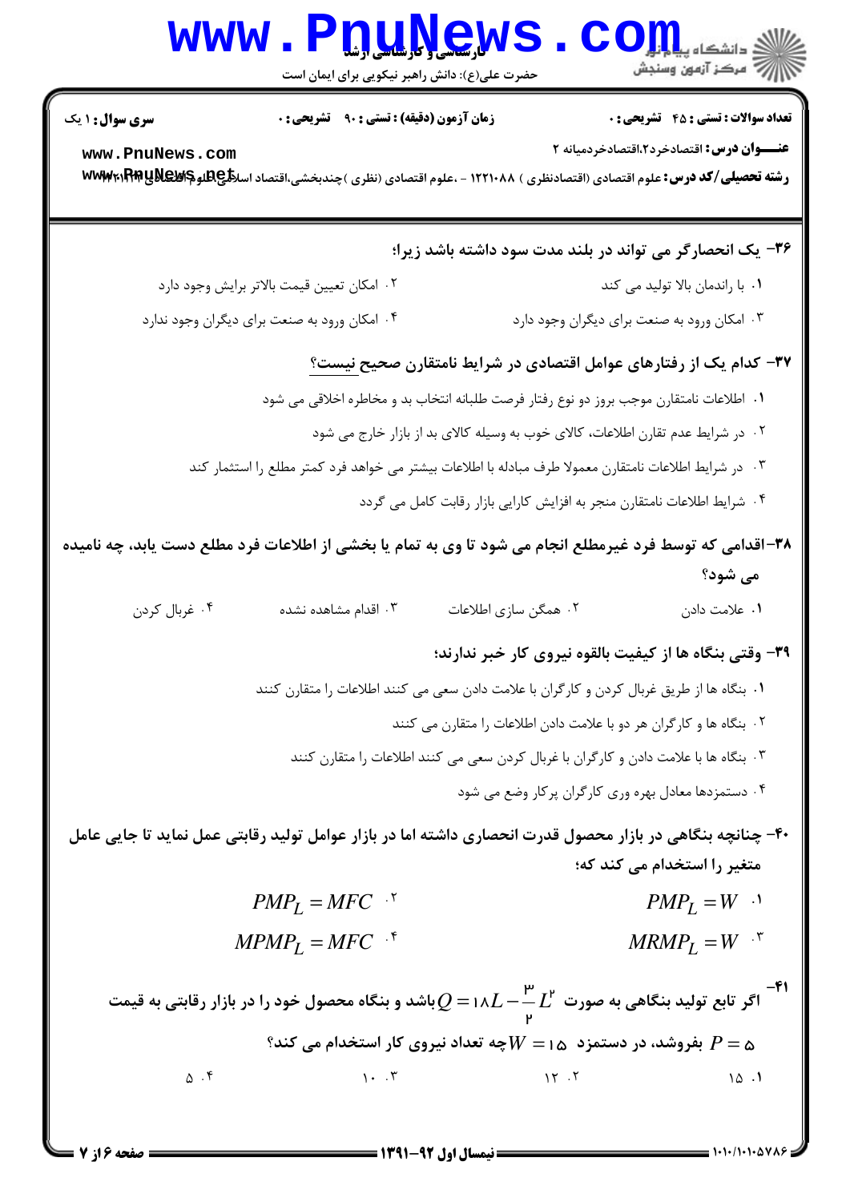**سری سؤال:** ۱ یک

**زمان آزمون (دقیقه) : تستی :** ۹۰ **تشریحی :** ۰

**تعداد سوالات : تستی :** ۴۵ **تشریحی :** ۰

**عنـــوان درس:** اقتصادخرد۲،اقتصادخردمیانه ۲

**رشته تحصیلی/کد درس:** علوم اقتصادی (اقتصادنظری ) ۱۲۲۱۰۸۸ - ،علوم اقتصادی (نظری )چندبخشی،اقتصاد اسلامی،علوم اقتصادی ۱۲۲۱۲۴۳

**۳۶- یک انحصارگر می تواند در بلند مدت سود داشته باشد زیرا؛**

۱. با راندمان بالا تولید می کند

۲. امکان تعیین قیمت بالاتر برایش وجود دارد

۳. امکان ورود به صنعت برای دیگران وجود دارد

۴. امکان ورود به صنعت برای دیگران وجود ندارد

**۳۷- کدام یک از رفتارهای عوامل اقتصادی در شرایط نامتقارن صحیح نیست؟**

۱. اطلاعات نامتقارن موجب بروز دو نوع رفتار فرصت طلبانه انتخاب بد و مخاطره اخلاقی می شود

۲. در شرایط عدم تقارن اطلاعات، کالای خوب به وسیله کالای بد از بازار خارج می شود

۳. در شرایط اطلاعات نامتقارن معمولا طرف مبادله با اطلاعات بیشتر می خواهد فرد کمتر مطلع را استثمار کند

۴. شرایط اطلاعات نامتقارن منجر به افزایش کارایی بازار رقابت کامل می گردد

**۳۸-اقدامی که توسط فرد غیرمطلع انجام می شود تا وی به تمام یا بخشی از اطلاعات فرد مطلع دست یابد، چه نامیده می شود؟**

۱. علامت دادن

۲. همگن سازی اطلاعات

۳. اقدام مشاهده نشده

۴. غربال کردن

**۳۹- وقتی بنگاه ها از کیفیت بالقوه نیروی کار خبر ندارند؛**

۱. بنگاه ها از طریق غربال کردن و کارگران با علامت دادن سعی می کنند اطلاعات را متقارن کنند

۲. بنگاه ها و کارگران هر دو با علامت دادن اطلاعات را متقارن می کنند

۳. بنگاه ها با علامت دادن و کارگران با غربال کردن سعی می کنند اطلاعات را متقارن کنند

۴. دستمزدها معادل بهره وری کارگران پرکار وضع می شود

**۴۰- چنانچه بنگاهی در بازار محصول قدرت انحصاری داشته اما در بازار عوامل تولید رقابتی عمل نماید تا جایی عامل متغیر را استخدام می کند که؛**

۱. $PMP_L = W$

۲. $PMP_L = MFC$

۳. $MRMP_L = W$

۴. $MPMP_L = MFC$

**۴۱- اگر تابع تولید بنگاهی به صورت $Q = 18L - \frac{3}{2}L^2$ باشد و بنگاه محصول خود را در بازار رقابتی به قیمت $P = 5$ بفروشد، در دستمزد $W = 15$ چه تعداد نیروی کار استخدام می کند؟**

۱. ۱۵

۲. ۱۲

۳. ۱۰

۴. ۵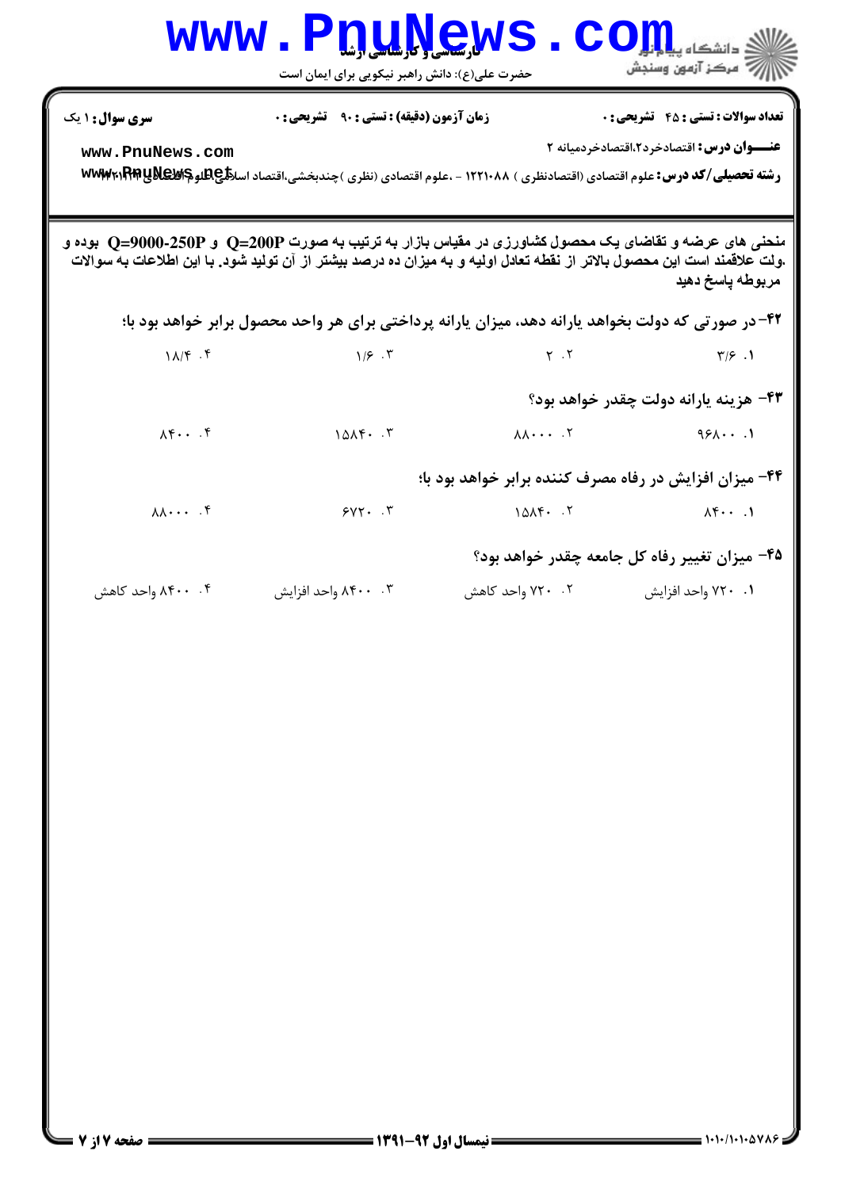**سری سوال:** ۱ یک

**زمان آزمون (دقیقه) : تستی :** ۹۰ **تشریحی :** ۰

**تعداد سوالات : تستی :** ۴۵ **تشریحی :** ۰

**عنـــوان درس:** اقتصادخرد۲،اقتصادخردمیانه ۲

**رشته تحصیلی/کد درس:** علوم اقتصادی (اقتصادنظری ) ۱۲۲۱۰۸۸ - ،علوم اقتصادی (نظری )چندبخشی،اقتصاد اسلامی،علوم اقتصادی ۱۲۲۱۴۳۲

منحنی های عرضه و تقاضای یک محصول کشاورزی در مقیاس بازار به ترتیب به صورت $Q=200P$ و $Q=9000-250P$ بوده و دولت علاقمند است این محصول بالاتر از نقطه تعادل اولیه و به میزان ده درصد بیشتر از آن تولید شود. با این اطلاعات به سوالات مربوطه پاسخ دهید

۴۲- در صورتی که دولت بخواهد یارانه دهد، میزان یارانه پرداختی برای هر واحد محصول برابر خواهد بود با؛

۱. ۳/۶
۲. ۲
۳. ۱/۶
۴. ۱۸/۴

۴۳- هزینه یارانه دولت چقدر خواهد بود؟

۱. ۹۶۸۰۰
۲. ۸۸۰۰۰
۳. ۱۵۸۴۰
۴. ۸۴۰۰

۴۴- میزان افزایش در رفاه مصرف کننده برابر خواهد بود با؛

۱. ۸۴۰۰
۲. ۱۵۸۴۰
۳. ۶۷۲۰
۴. ۸۸۰۰۰

۴۵- میزان تغییر رفاه کل جامعه چقدر خواهد بود؟

۱. ۷۲۰ واحد افزایش
۲. ۷۲۰ واحد کاهش
۳. ۸۴۰۰ واحد افزایش
۴. ۸۴۰۰ واحد کاهش